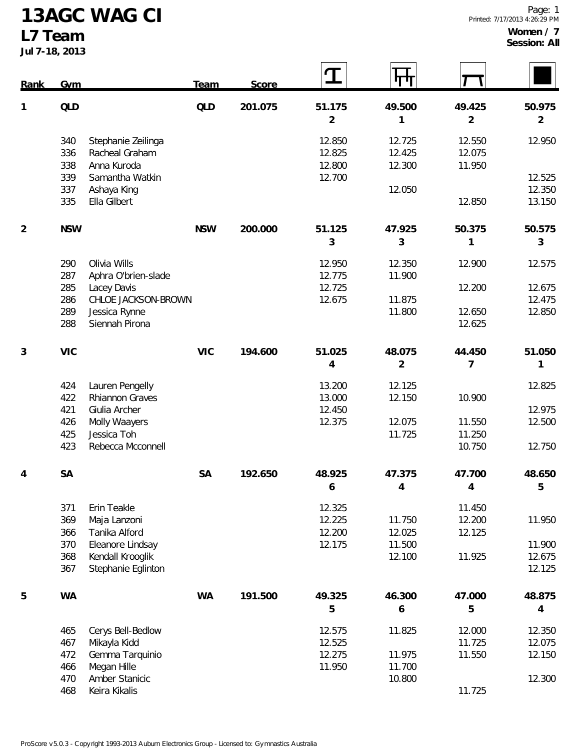# 13AGC WAG CI

## L7 Team

**Jul 7-18, 2013**

**Women / 7**
**Session: All**

| Rank | Gym | | Team | Score | Vault | Bars | Beam | Floor |
|---|---|---|---|---|---|---|---|---|
| **1** | **QLD** | | **QLD** | **201.075** | **51.175** (2) | **49.500** (1) | **49.425** (2) | **50.975** (2) |
| | 340 | Stephanie Zeilinga | | | 12.850 | 12.725 | 12.550 | 12.950 |
| | 336 | Racheal Graham | | | 12.825 | 12.425 | 12.075 | |
| | 338 | Anna Kuroda | | | 12.800 | 12.300 | 11.950 | |
| | 339 | Samantha Watkin | | | 12.700 | | | 12.525 |
| | 337 | Ashaya King | | | | 12.050 | | 12.350 |
| | 335 | Ella Gilbert | | | | | 12.850 | 13.150 |
| **2** | **NSW** | | **NSW** | **200.000** | **51.125** (3) | **47.925** (3) | **50.375** (1) | **50.575** (3) |
| | 290 | Olivia Wills | | | 12.950 | 12.350 | 12.900 | 12.575 |
| | 287 | Aphra O'brien-slade | | | 12.775 | 11.900 | | |
| | 285 | Lacey Davis | | | 12.725 | | 12.200 | 12.675 |
| | 286 | CHLOE JACKSON-BROWN | | | 12.675 | 11.875 | | 12.475 |
| | 289 | Jessica Rynne | | | | 11.800 | 12.650 | 12.850 |
| | 288 | Siennah Pirona | | | | | 12.625 | |
| **3** | **VIC** | | **VIC** | **194.600** | **51.025** (4) | **48.075** (2) | **44.450** (7) | **51.050** (1) |
| | 424 | Lauren Pengelly | | | 13.200 | 12.125 | | 12.825 |
| | 422 | Rhiannon Graves | | | 13.000 | 12.150 | 10.900 | |
| | 421 | Giulia Archer | | | 12.450 | | | 12.975 |
| | 426 | Molly Waayers | | | 12.375 | 12.075 | 11.550 | 12.500 |
| | 425 | Jessica Toh | | | | 11.725 | 11.250 | |
| | 423 | Rebecca Mcconnell | | | | | 10.750 | 12.750 |
| **4** | **SA** | | **SA** | **192.650** | **48.925** (6) | **47.375** (4) | **47.700** (4) | **48.650** (5) |
| | 371 | Erin Teakle | | | 12.325 | | 11.450 | |
| | 369 | Maja Lanzoni | | | 12.225 | 11.750 | 12.200 | 11.950 |
| | 366 | Tanika Alford | | | 12.200 | 12.025 | 12.125 | |
| | 370 | Eleanore Lindsay | | | 12.175 | 11.500 | | 11.900 |
| | 368 | Kendall Krooglik | | | | 12.100 | 11.925 | 12.675 |
| | 367 | Stephanie Eglinton | | | | | | 12.125 |
| **5** | **WA** | | **WA** | **191.500** | **49.325** (5) | **46.300** (6) | **47.000** (5) | **48.875** (4) |
| | 465 | Cerys Bell-Bedlow | | | 12.575 | 11.825 | 12.000 | 12.350 |
| | 467 | Mikayla Kidd | | | 12.525 | | 11.725 | 12.075 |
| | 472 | Gemma Tarquinio | | | 12.275 | 11.975 | 11.550 | 12.150 |
| | 466 | Megan Hille | | | 11.950 | 11.700 | | |
| | 470 | Amber Stanicic | | | | 10.800 | | 12.300 |
| | 468 | Keira Kikalis | | | | | 11.725 | |

ProScore v5.0.3 - Copyright 1993-2013 Auburn Electronics Group - Licensed to: Gymnastics Australia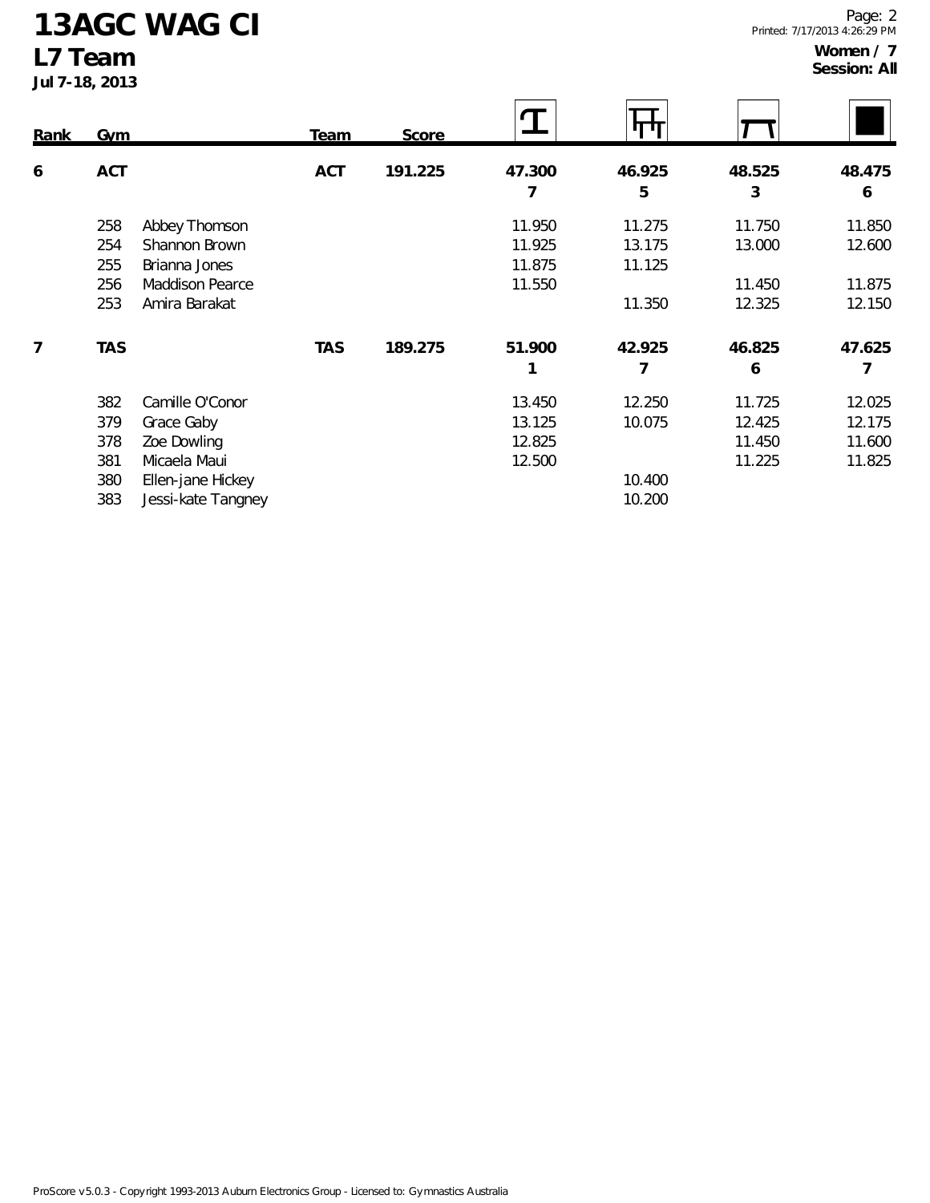# 13AGC WAG CI

## L7 Team

**Jul 7-18, 2013**

**Women / 7**
**Session: All**

| Rank | Gym | | Team | Score | Vault | Bars | Beam | Floor |
|---|---|---|---|---|---|---|---|---|
| **6** | **ACT** | | **ACT** | **191.225** | **47.300** | **46.925** | **48.525** | **48.475** |
| | | | | | **7** | **5** | **3** | **6** |
| | 258 | Abbey Thomson | | | 11.950 | 11.275 | 11.750 | 11.850 |
| | 254 | Shannon Brown | | | 11.925 | 13.175 | 13.000 | 12.600 |
| | 255 | Brianna Jones | | | 11.875 | 11.125 | | |
| | 256 | Maddison Pearce | | | 11.550 | | 11.450 | 11.875 |
| | 253 | Amira Barakat | | | | 11.350 | 12.325 | 12.150 |
| **7** | **TAS** | | **TAS** | **189.275** | **51.900** | **42.925** | **46.825** | **47.625** |
| | | | | | **1** | **7** | **6** | **7** |
| | 382 | Camille O'Conor | | | 13.450 | 12.250 | 11.725 | 12.025 |
| | 379 | Grace Gaby | | | 13.125 | 10.075 | 12.425 | 12.175 |
| | 378 | Zoe Dowling | | | 12.825 | | 11.450 | 11.600 |
| | 381 | Micaela Maui | | | 12.500 | | 11.225 | 11.825 |
| | 380 | Ellen-jane Hickey | | | | 10.400 | | |
| | 383 | Jessi-kate Tangney | | | | 10.200 | | |

ProScore v5.0.3 - Copyright 1993-2013 Auburn Electronics Group - Licensed to: Gymnastics Australia